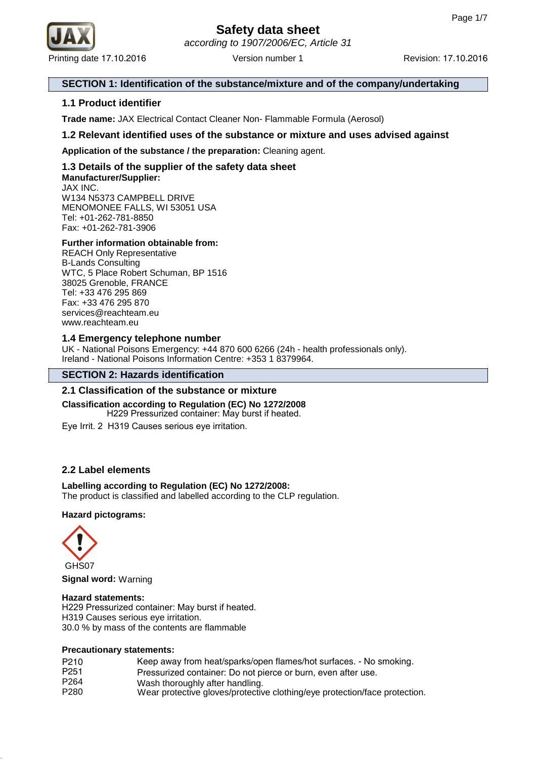# Safety data sheet

*according to 1907/2006/EC, Article 31*

Printing date 17.10.2016 Version number 1 Revision: 17.10.2016

## SECTION 1: Identification of the substance/mixture and of the company/undertaking

### 1.1 Product identifier

**Trade name:** JAX Electrical Contact Cleaner Non- Flammable Formula (Aerosol)

### 1.2 Relevant identified uses of the substance or mixture and uses advised against

**Application of the substance / the preparation:** Cleaning agent.

### 1.3 Details of the supplier of the safety data sheet

**Manufacturer/Supplier:**
JAX INC.
W134 N5373 CAMPBELL DRIVE
MENOMONEE FALLS, WI 53051 USA
Tel: +01-262-781-8850
Fax: +01-262-781-3906

**Further information obtainable from:**
REACH Only Representative
B-Lands Consulting
WTC, 5 Place Robert Schuman, BP 1516
38025 Grenoble, FRANCE
Tel: +33 476 295 869
Fax: +33 476 295 870
services@reachteam.eu
www.reachteam.eu

### 1.4 Emergency telephone number

UK - National Poisons Emergency: +44 870 600 6266 (24h - health professionals only).
Ireland - National Poisons Information Centre: +353 1 8379964.

## SECTION 2: Hazards identification

### 2.1 Classification of the substance or mixture

**Classification according to Regulation (EC) No 1272/2008**
H229 Pressurized container: May burst if heated.

Eye Irrit. 2 H319 Causes serious eye irritation.

### 2.2 Label elements

**Labelling according to Regulation (EC) No 1272/2008:**
The product is classified and labelled according to the CLP regulation.

**Hazard pictograms:**

GHS07

**Signal word:** Warning

**Hazard statements:**
H229 Pressurized container: May burst if heated.
H319 Causes serious eye irritation.
30.0 % by mass of the contents are flammable

**Precautionary statements:**

| | |
|---|---|
| P210 | Keep away from heat/sparks/open flames/hot surfaces. - No smoking. |
| P251 | Pressurized container: Do not pierce or burn, even after use. |
| P264 | Wash thoroughly after handling. |
| P280 | Wear protective gloves/protective clothing/eye protection/face protection. |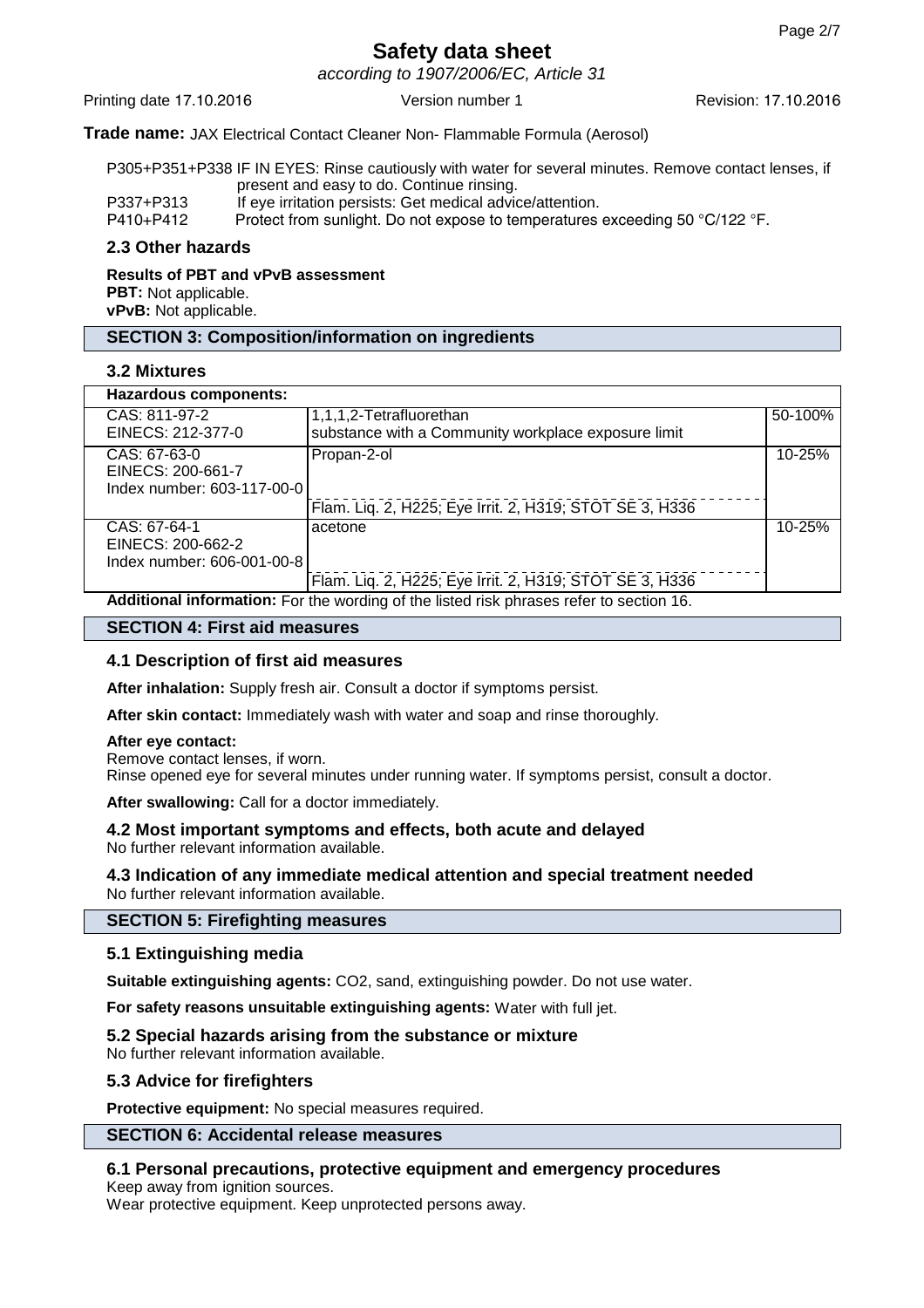**Trade name:** JAX Electrical Contact Cleaner Non- Flammable Formula (Aerosol)

P305+P351+P338 IF IN EYES: Rinse cautiously with water for several minutes. Remove contact lenses, if present and easy to do. Continue rinsing.

P337+P313 If eye irritation persists: Get medical advice/attention.

P410+P412 Protect from sunlight. Do not expose to temperatures exceeding 50 °C/122 °F.

### 2.3 Other hazards

**Results of PBT and vPvB assessment**

**PBT:** Not applicable.

**vPvB:** Not applicable.

## SECTION 3: Composition/information on ingredients

### 3.2 Mixtures

| Hazardous components: | | |
|---|---|---|
| CAS: 811-97-2<br>EINECS: 212-377-0 | 1,1,1,2-Tetrafluorethan<br>substance with a Community workplace exposure limit | 50-100% |
| CAS: 67-63-0<br>EINECS: 200-661-7<br>Index number: 603-117-00-0 | Propan-2-ol<br>Flam. Liq. 2, H225; Eye Irrit. 2, H319; STOT SE 3, H336 | 10-25% |
| CAS: 67-64-1<br>EINECS: 200-662-2<br>Index number: 606-001-00-8 | acetone<br>Flam. Liq. 2, H225; Eye Irrit. 2, H319; STOT SE 3, H336 | 10-25% |

**Additional information:** For the wording of the listed risk phrases refer to section 16.

## SECTION 4: First aid measures

### 4.1 Description of first aid measures

**After inhalation:** Supply fresh air. Consult a doctor if symptoms persist.

**After skin contact:** Immediately wash with water and soap and rinse thoroughly.

**After eye contact:**
Remove contact lenses, if worn.
Rinse opened eye for several minutes under running water. If symptoms persist, consult a doctor.

**After swallowing:** Call for a doctor immediately.

### 4.2 Most important symptoms and effects, both acute and delayed

No further relevant information available.

### 4.3 Indication of any immediate medical attention and special treatment needed

No further relevant information available.

## SECTION 5: Firefighting measures

### 5.1 Extinguishing media

**Suitable extinguishing agents:** CO2, sand, extinguishing powder. Do not use water.

**For safety reasons unsuitable extinguishing agents:** Water with full jet.

### 5.2 Special hazards arising from the substance or mixture

No further relevant information available.

### 5.3 Advice for firefighters

**Protective equipment:** No special measures required.

## SECTION 6: Accidental release measures

### 6.1 Personal precautions, protective equipment and emergency procedures

Keep away from ignition sources.
Wear protective equipment. Keep unprotected persons away.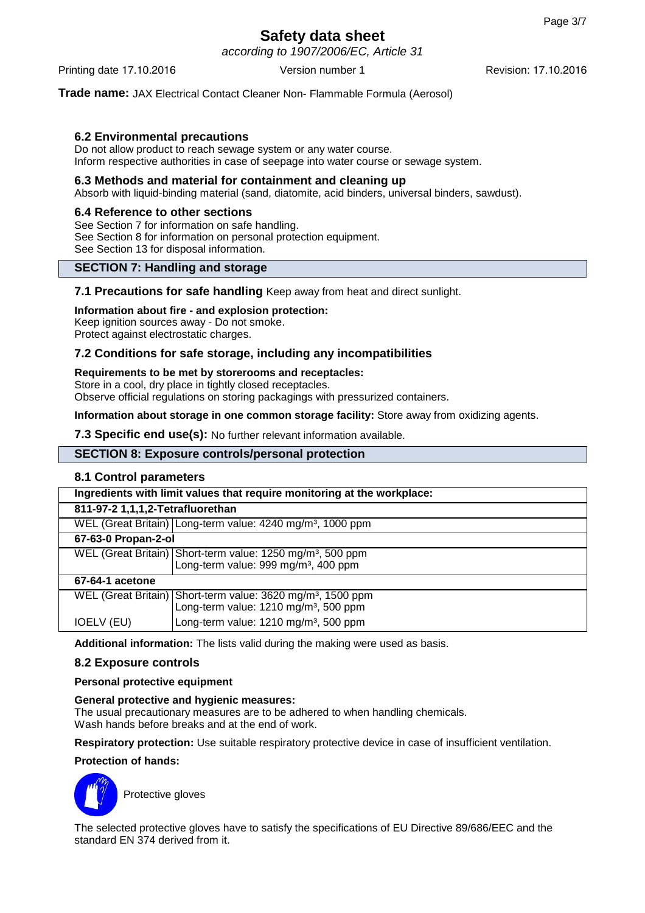**Trade name:** JAX Electrical Contact Cleaner Non- Flammable Formula (Aerosol)

### 6.2 Environmental precautions

Do not allow product to reach sewage system or any water course.
Inform respective authorities in case of seepage into water course or sewage system.

### 6.3 Methods and material for containment and cleaning up

Absorb with liquid-binding material (sand, diatomite, acid binders, universal binders, sawdust).

### 6.4 Reference to other sections

See Section 7 for information on safe handling.
See Section 8 for information on personal protection equipment.
See Section 13 for disposal information.

## SECTION 7: Handling and storage

**7.1 Precautions for safe handling** Keep away from heat and direct sunlight.

**Information about fire - and explosion protection:**
Keep ignition sources away - Do not smoke.
Protect against electrostatic charges.

### 7.2 Conditions for safe storage, including any incompatibilities

**Requirements to be met by storerooms and receptacles:**
Store in a cool, dry place in tightly closed receptacles.
Observe official regulations on storing packagings with pressurized containers.

**Information about storage in one common storage facility:** Store away from oxidizing agents.

**7.3 Specific end use(s):** No further relevant information available.

## SECTION 8: Exposure controls/personal protection

### 8.1 Control parameters

| Ingredients with limit values that require monitoring at the workplace: | |
|---|---|
| **811-97-2 1,1,1,2-Tetrafluorethan** | |
| WEL (Great Britain) | Long-term value: 4240 mg/m³, 1000 ppm |
| **67-63-0 Propan-2-ol** | |
| WEL (Great Britain) | Short-term value: 1250 mg/m³, 500 ppm<br>Long-term value: 999 mg/m³, 400 ppm |
| **67-64-1 acetone** | |
| WEL (Great Britain) | Short-term value: 3620 mg/m³, 1500 ppm<br>Long-term value: 1210 mg/m³, 500 ppm |
| IOELV (EU) | Long-term value: 1210 mg/m³, 500 ppm |

**Additional information:** The lists valid during the making were used as basis.

### 8.2 Exposure controls

**Personal protective equipment**

**General protective and hygienic measures:**
The usual precautionary measures are to be adhered to when handling chemicals.
Wash hands before breaks and at the end of work.

**Respiratory protection:** Use suitable respiratory protective device in case of insufficient ventilation.

**Protection of hands:**

Protective gloves

The selected protective gloves have to satisfy the specifications of EU Directive 89/686/EEC and the standard EN 374 derived from it.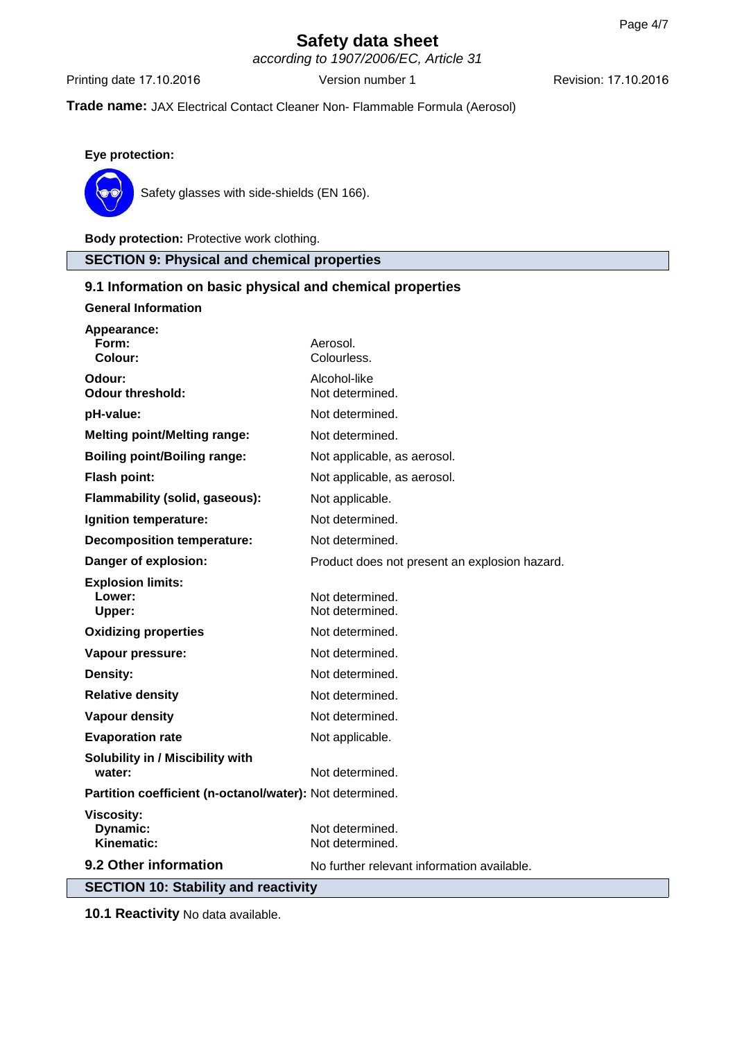**Trade name:** JAX Electrical Contact Cleaner Non- Flammable Formula (Aerosol)

**Eye protection:**

Safety glasses with side-shields (EN 166).

**Body protection:** Protective work clothing.

## SECTION 9: Physical and chemical properties

### 9.1 Information on basic physical and chemical properties

**General Information**

| | |
|---|---|
| **Appearance:** | |
| **Form:** | Aerosol. |
| **Colour:** | Colourless. |
| **Odour:** | Alcohol-like |
| **Odour threshold:** | Not determined. |
| **pH-value:** | Not determined. |
| **Melting point/Melting range:** | Not determined. |
| **Boiling point/Boiling range:** | Not applicable, as aerosol. |
| **Flash point:** | Not applicable, as aerosol. |
| **Flammability (solid, gaseous):** | Not applicable. |
| **Ignition temperature:** | Not determined. |
| **Decomposition temperature:** | Not determined. |
| **Danger of explosion:** | Product does not present an explosion hazard. |
| **Explosion limits:** | |
| **Lower:** | Not determined. |
| **Upper:** | Not determined. |
| **Oxidizing properties** | Not determined. |
| **Vapour pressure:** | Not determined. |
| **Density:** | Not determined. |
| **Relative density** | Not determined. |
| **Vapour density** | Not determined. |
| **Evaporation rate** | Not applicable. |
| **Solubility in / Miscibility with water:** | Not determined. |
| **Partition coefficient (n-octanol/water):** | Not determined. |
| **Viscosity:** | |
| **Dynamic:** | Not determined. |
| **Kinematic:** | Not determined. |

### 9.2 Other information

No further relevant information available.

## SECTION 10: Stability and reactivity

**10.1 Reactivity** No data available.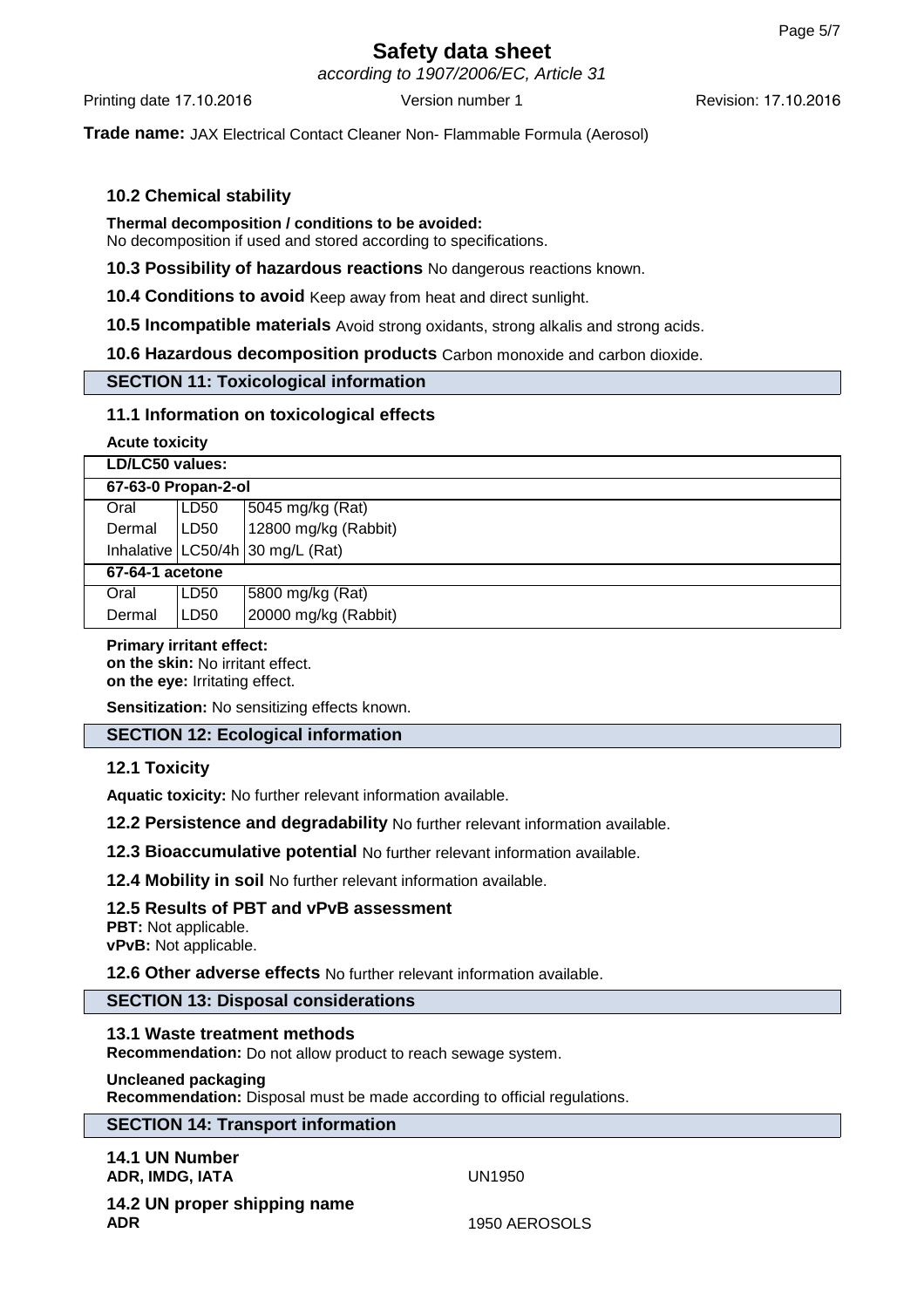### 10.2 Chemical stability

**Thermal decomposition / conditions to be avoided:**
No decomposition if used and stored according to specifications.

**10.3 Possibility of hazardous reactions** No dangerous reactions known.

**10.4 Conditions to avoid** Keep away from heat and direct sunlight.

**10.5 Incompatible materials** Avoid strong oxidants, strong alkalis and strong acids.

**10.6 Hazardous decomposition products** Carbon monoxide and carbon dioxide.

## SECTION 11: Toxicological information

### 11.1 Information on toxicological effects

**Acute toxicity**

| LD/LC50 values: | | |
|---|---|---|
| **67-63-0 Propan-2-ol** | | |
| Oral | LD50 | 5045 mg/kg (Rat) |
| Dermal | LD50 | 12800 mg/kg (Rabbit) |
| Inhalative | LC50/4h | 30 mg/L (Rat) |
| **67-64-1 acetone** | | |
| Oral | LD50 | 5800 mg/kg (Rat) |
| Dermal | LD50 | 20000 mg/kg (Rabbit) |

**Primary irritant effect:**
**on the skin:** No irritant effect.
**on the eye:** Irritating effect.

**Sensitization:** No sensitizing effects known.

## SECTION 12: Ecological information

### 12.1 Toxicity

**Aquatic toxicity:** No further relevant information available.

**12.2 Persistence and degradability** No further relevant information available.

**12.3 Bioaccumulative potential** No further relevant information available.

**12.4 Mobility in soil** No further relevant information available.

**12.5 Results of PBT and vPvB assessment**
**PBT:** Not applicable.
**vPvB:** Not applicable.

**12.6 Other adverse effects** No further relevant information available.

## SECTION 13: Disposal considerations

**13.1 Waste treatment methods**
**Recommendation:** Do not allow product to reach sewage system.

**Uncleaned packaging**
**Recommendation:** Disposal must be made according to official regulations.

## SECTION 14: Transport information

**14.1 UN Number**
**ADR, IMDG, IATA** UN1950

**14.2 UN proper shipping name**
**ADR** 1950 AEROSOLS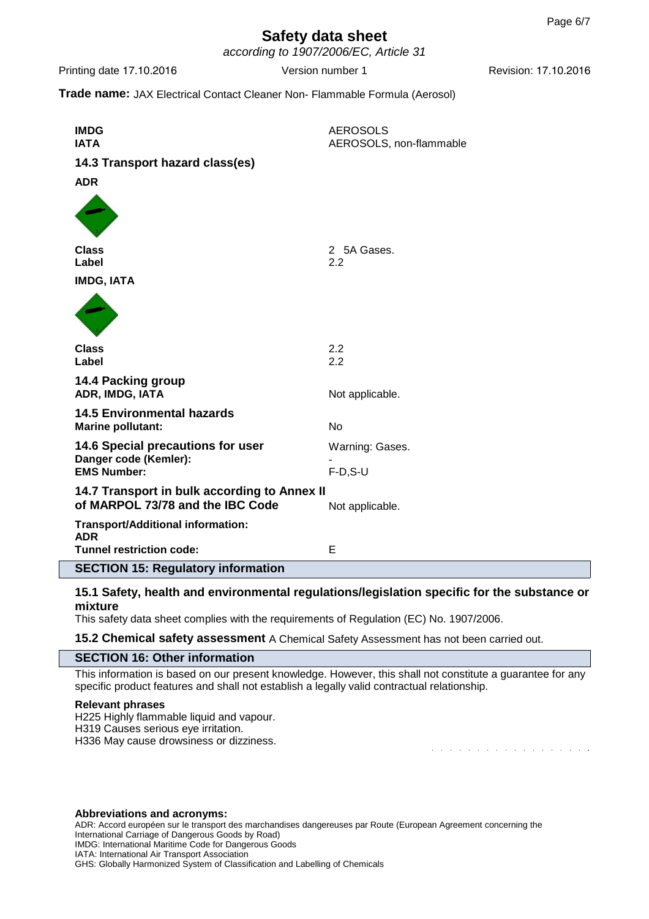# Safety data sheet

*according to 1907/2006/EC, Article 31*

Printing date 17.10.2016 | Version number 1 | Revision: 17.10.2016

**Trade name:** JAX Electrical Contact Cleaner Non- Flammable Formula (Aerosol)

| | |
|---|---|
| **IMDG** | AEROSOLS |
| **IATA** | AEROSOLS, non-flammable |

### 14.3 Transport hazard class(es)

**ADR**

| | |
|---|---|
| **Class** | 2 5A Gases. |
| **Label** | 2.2 |

**IMDG, IATA**

| | |
|---|---|
| **Class** | 2.2 |
| **Label** | 2.2 |

### 14.4 Packing group

| | |
|---|---|
| **ADR, IMDG, IATA** | Not applicable. |

### 14.5 Environmental hazards

| | |
|---|---|
| **Marine pollutant:** | No |

### 14.6 Special precautions for user

Warning: Gases.

| | |
|---|---|
| **Danger code (Kemler):** | - |
| **EMS Number:** | F-D,S-U |

### 14.7 Transport in bulk according to Annex II of MARPOL 73/78 and the IBC Code

Not applicable.

**Transport/Additional information:**

**ADR**

| | |
|---|---|
| **Tunnel restriction code:** | E |

## SECTION 15: Regulatory information

### 15.1 Safety, health and environmental regulations/legislation specific for the substance or mixture

This safety data sheet complies with the requirements of Regulation (EC) No. 1907/2006.

**15.2 Chemical safety assessment** A Chemical Safety Assessment has not been carried out.

## SECTION 16: Other information

This information is based on our present knowledge. However, this shall not constitute a guarantee for any specific product features and shall not establish a legally valid contractual relationship.

**Relevant phrases**

H225 Highly flammable liquid and vapour.
H319 Causes serious eye irritation.
H336 May cause drowsiness or dizziness.

**Abbreviations and acronyms:**

ADR: Accord européen sur le transport des marchandises dangereuses par Route (European Agreement concerning the International Carriage of Dangerous Goods by Road)
IMDG: International Maritime Code for Dangerous Goods
IATA: International Air Transport Association
GHS: Globally Harmonized System of Classification and Labelling of Chemicals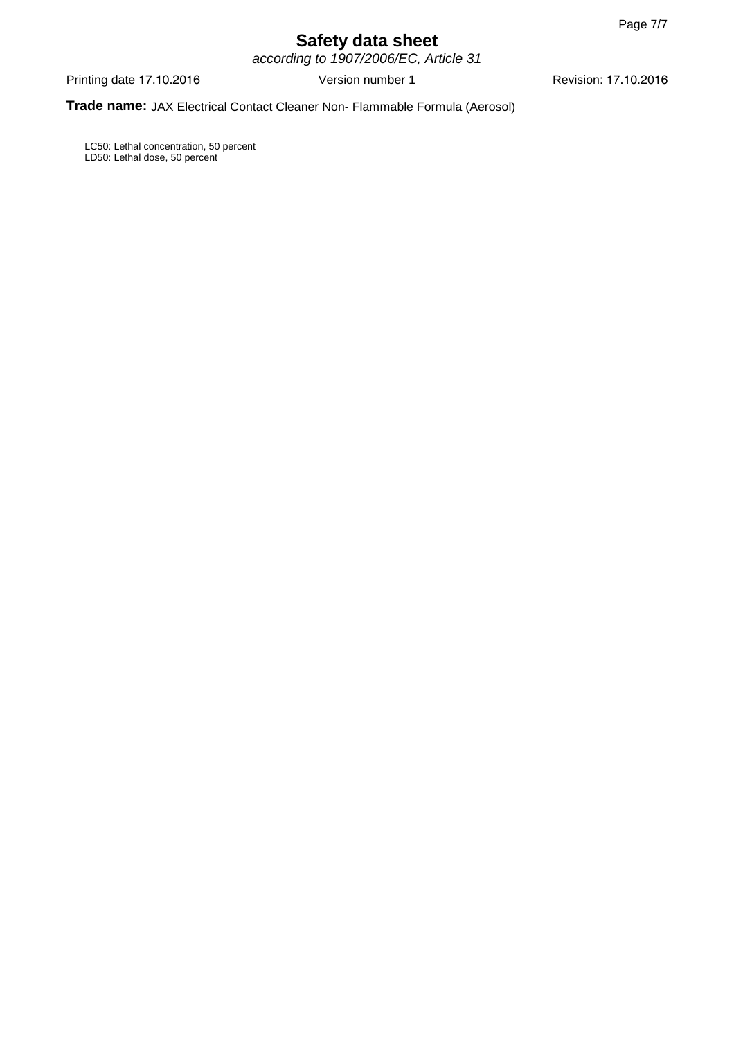LC50: Lethal concentration, 50 percent
LD50: Lethal dose, 50 percent